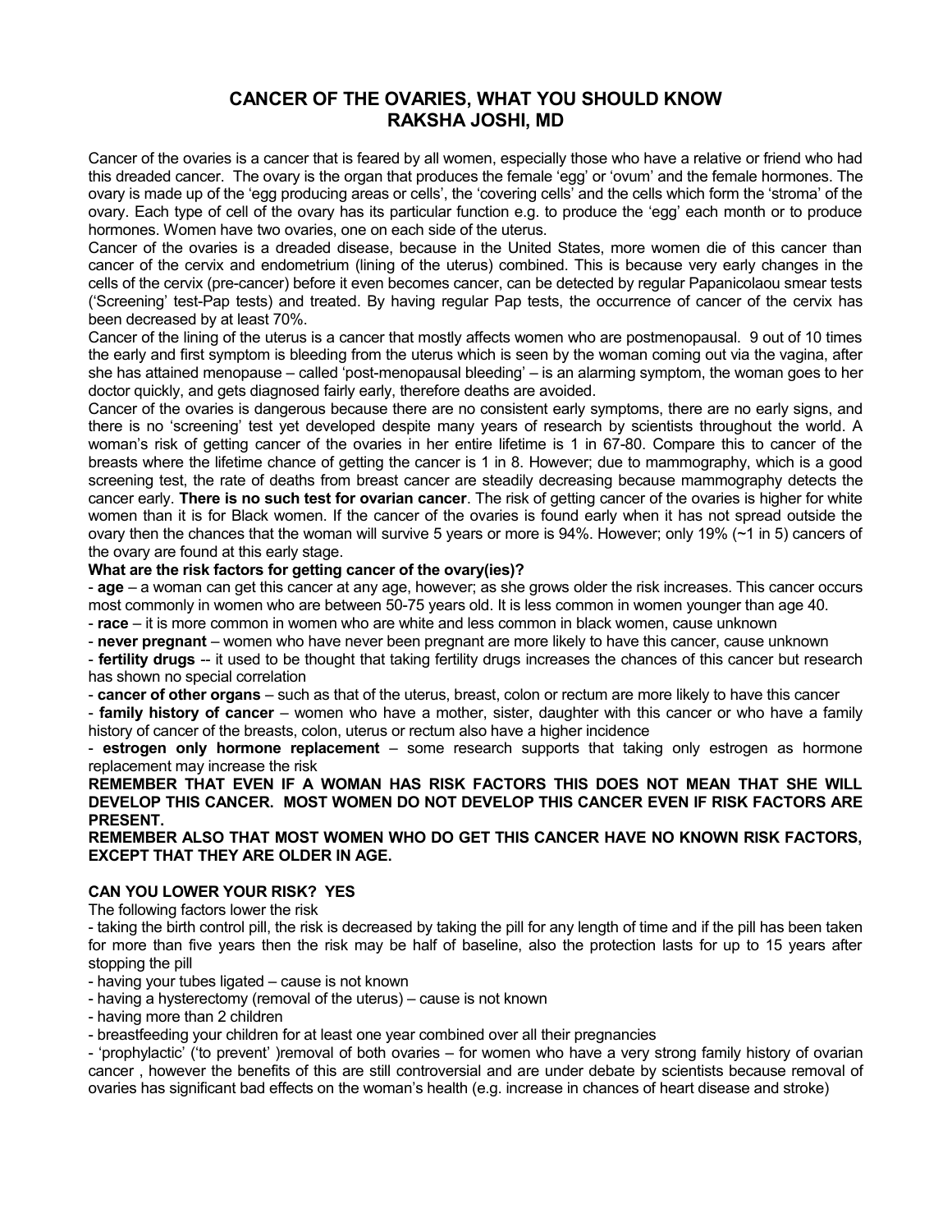# CANCER OF THE OVARIES, WHAT YOU SHOULD KNOW
## RAKSHA JOSHI, MD

Cancer of the ovaries is a cancer that is feared by all women, especially those who have a relative or friend who had this dreaded cancer. The ovary is the organ that produces the female 'egg' or 'ovum' and the female hormones. The ovary is made up of the 'egg producing areas or cells', the 'covering cells' and the cells which form the 'stroma' of the ovary. Each type of cell of the ovary has its particular function e.g. to produce the 'egg' each month or to produce hormones. Women have two ovaries, one on each side of the uterus.

Cancer of the ovaries is a dreaded disease, because in the United States, more women die of this cancer than cancer of the cervix and endometrium (lining of the uterus) combined. This is because very early changes in the cells of the cervix (pre-cancer) before it even becomes cancer, can be detected by regular Papanicolaou smear tests ('Screening' test-Pap tests) and treated. By having regular Pap tests, the occurrence of cancer of the cervix has been decreased by at least 70%.

Cancer of the lining of the uterus is a cancer that mostly affects women who are postmenopausal. 9 out of 10 times the early and first symptom is bleeding from the uterus which is seen by the woman coming out via the vagina, after she has attained menopause – called 'post-menopausal bleeding' – is an alarming symptom, the woman goes to her doctor quickly, and gets diagnosed fairly early, therefore deaths are avoided.

Cancer of the ovaries is dangerous because there are no consistent early symptoms, there are no early signs, and there is no 'screening' test yet developed despite many years of research by scientists throughout the world. A woman's risk of getting cancer of the ovaries in her entire lifetime is 1 in 67-80. Compare this to cancer of the breasts where the lifetime chance of getting the cancer is 1 in 8. However; due to mammography, which is a good screening test, the rate of deaths from breast cancer are steadily decreasing because mammography detects the cancer early. **There is no such test for ovarian cancer**. The risk of getting cancer of the ovaries is higher for white women than it is for Black women. If the cancer of the ovaries is found early when it has not spread outside the ovary then the chances that the woman will survive 5 years or more is 94%. However; only 19% (~1 in 5) cancers of the ovary are found at this early stage.

**What are the risk factors for getting cancer of the ovary(ies)?**

- **age** – a woman can get this cancer at any age, however; as she grows older the risk increases. This cancer occurs most commonly in women who are between 50-75 years old. It is less common in women younger than age 40.
- **race** – it is more common in women who are white and less common in black women, cause unknown
- **never pregnant** – women who have never been pregnant are more likely to have this cancer, cause unknown
- **fertility drugs** -- it used to be thought that taking fertility drugs increases the chances of this cancer but research has shown no special correlation
- **cancer of other organs** – such as that of the uterus, breast, colon or rectum are more likely to have this cancer
- **family history of cancer** – women who have a mother, sister, daughter with this cancer or who have a family history of cancer of the breasts, colon, uterus or rectum also have a higher incidence
- **estrogen only hormone replacement** – some research supports that taking only estrogen as hormone replacement may increase the risk

**REMEMBER THAT EVEN IF A WOMAN HAS RISK FACTORS THIS DOES NOT MEAN THAT SHE WILL DEVELOP THIS CANCER. MOST WOMEN DO NOT DEVELOP THIS CANCER EVEN IF RISK FACTORS ARE PRESENT.**

**REMEMBER ALSO THAT MOST WOMEN WHO DO GET THIS CANCER HAVE NO KNOWN RISK FACTORS, EXCEPT THAT THEY ARE OLDER IN AGE.**

**CAN YOU LOWER YOUR RISK? YES**

The following factors lower the risk

- taking the birth control pill, the risk is decreased by taking the pill for any length of time and if the pill has been taken for more than five years then the risk may be half of baseline, also the protection lasts for up to 15 years after stopping the pill
- having your tubes ligated – cause is not known
- having a hysterectomy (removal of the uterus) – cause is not known
- having more than 2 children
- breastfeeding your children for at least one year combined over all their pregnancies
- 'prophylactic' ('to prevent' )removal of both ovaries – for women who have a very strong family history of ovarian cancer , however the benefits of this are still controversial and are under debate by scientists because removal of ovaries has significant bad effects on the woman's health (e.g. increase in chances of heart disease and stroke)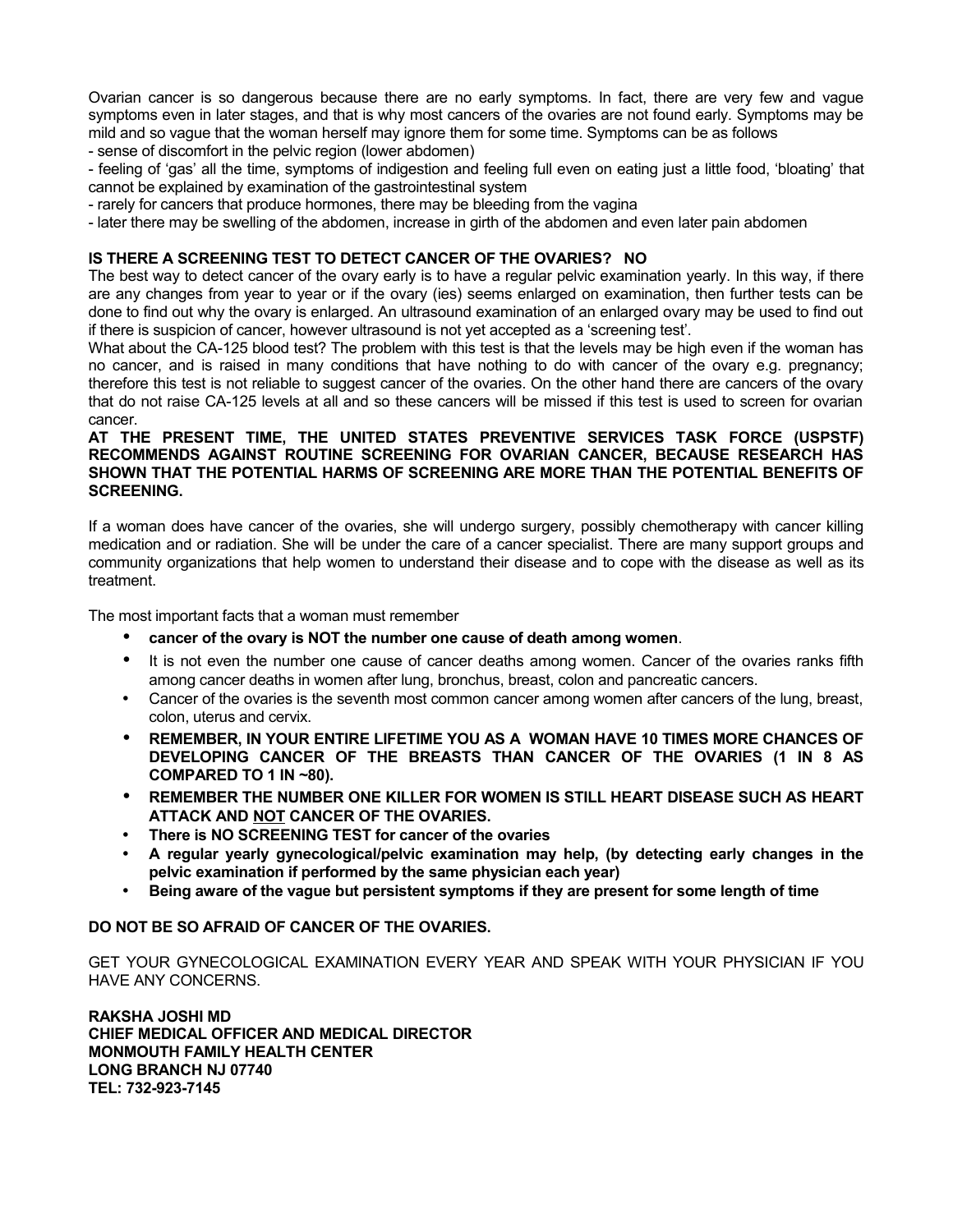Ovarian cancer is so dangerous because there are no early symptoms. In fact, there are very few and vague symptoms even in later stages, and that is why most cancers of the ovaries are not found early. Symptoms may be mild and so vague that the woman herself may ignore them for some time. Symptoms can be as follows

- sense of discomfort in the pelvic region (lower abdomen)
- feeling of 'gas' all the time, symptoms of indigestion and feeling full even on eating just a little food, 'bloating' that cannot be explained by examination of the gastrointestinal system
- rarely for cancers that produce hormones, there may be bleeding from the vagina
- later there may be swelling of the abdomen, increase in girth of the abdomen and even later pain abdomen

**IS THERE A SCREENING TEST TO DETECT CANCER OF THE OVARIES? NO**

The best way to detect cancer of the ovary early is to have a regular pelvic examination yearly. In this way, if there are any changes from year to year or if the ovary (ies) seems enlarged on examination, then further tests can be done to find out why the ovary is enlarged. An ultrasound examination of an enlarged ovary may be used to find out if there is suspicion of cancer, however ultrasound is not yet accepted as a 'screening test'.

What about the CA-125 blood test? The problem with this test is that the levels may be high even if the woman has no cancer, and is raised in many conditions that have nothing to do with cancer of the ovary e.g. pregnancy; therefore this test is not reliable to suggest cancer of the ovaries. On the other hand there are cancers of the ovary that do not raise CA-125 levels at all and so these cancers will be missed if this test is used to screen for ovarian cancer.

**AT THE PRESENT TIME, THE UNITED STATES PREVENTIVE SERVICES TASK FORCE (USPSTF) RECOMMENDS AGAINST ROUTINE SCREENING FOR OVARIAN CANCER, BECAUSE RESEARCH HAS SHOWN THAT THE POTENTIAL HARMS OF SCREENING ARE MORE THAN THE POTENTIAL BENEFITS OF SCREENING.**

If a woman does have cancer of the ovaries, she will undergo surgery, possibly chemotherapy with cancer killing medication and or radiation. She will be under the care of a cancer specialist. There are many support groups and community organizations that help women to understand their disease and to cope with the disease as well as its treatment.

The most important facts that a woman must remember

- **cancer of the ovary is NOT the number one cause of death among women**.
- It is not even the number one cause of cancer deaths among women. Cancer of the ovaries ranks fifth among cancer deaths in women after lung, bronchus, breast, colon and pancreatic cancers.
- Cancer of the ovaries is the seventh most common cancer among women after cancers of the lung, breast, colon, uterus and cervix.
- **REMEMBER, IN YOUR ENTIRE LIFETIME YOU AS A WOMAN HAVE 10 TIMES MORE CHANCES OF DEVELOPING CANCER OF THE BREASTS THAN CANCER OF THE OVARIES (1 IN 8 AS COMPARED TO 1 IN ~80).**
- **REMEMBER THE NUMBER ONE KILLER FOR WOMEN IS STILL HEART DISEASE SUCH AS HEART ATTACK AND <u>NOT</u> CANCER OF THE OVARIES.**
- **There is NO SCREENING TEST for cancer of the ovaries**
- **A regular yearly gynecological/pelvic examination may help, (by detecting early changes in the pelvic examination if performed by the same physician each year)**
- **Being aware of the vague but persistent symptoms if they are present for some length of time**

**DO NOT BE SO AFRAID OF CANCER OF THE OVARIES.**

GET YOUR GYNECOLOGICAL EXAMINATION EVERY YEAR AND SPEAK WITH YOUR PHYSICIAN IF YOU HAVE ANY CONCERNS.

**RAKSHA JOSHI MD**
**CHIEF MEDICAL OFFICER AND MEDICAL DIRECTOR**
**MONMOUTH FAMILY HEALTH CENTER**
**LONG BRANCH NJ 07740**
**TEL: 732-923-7145**